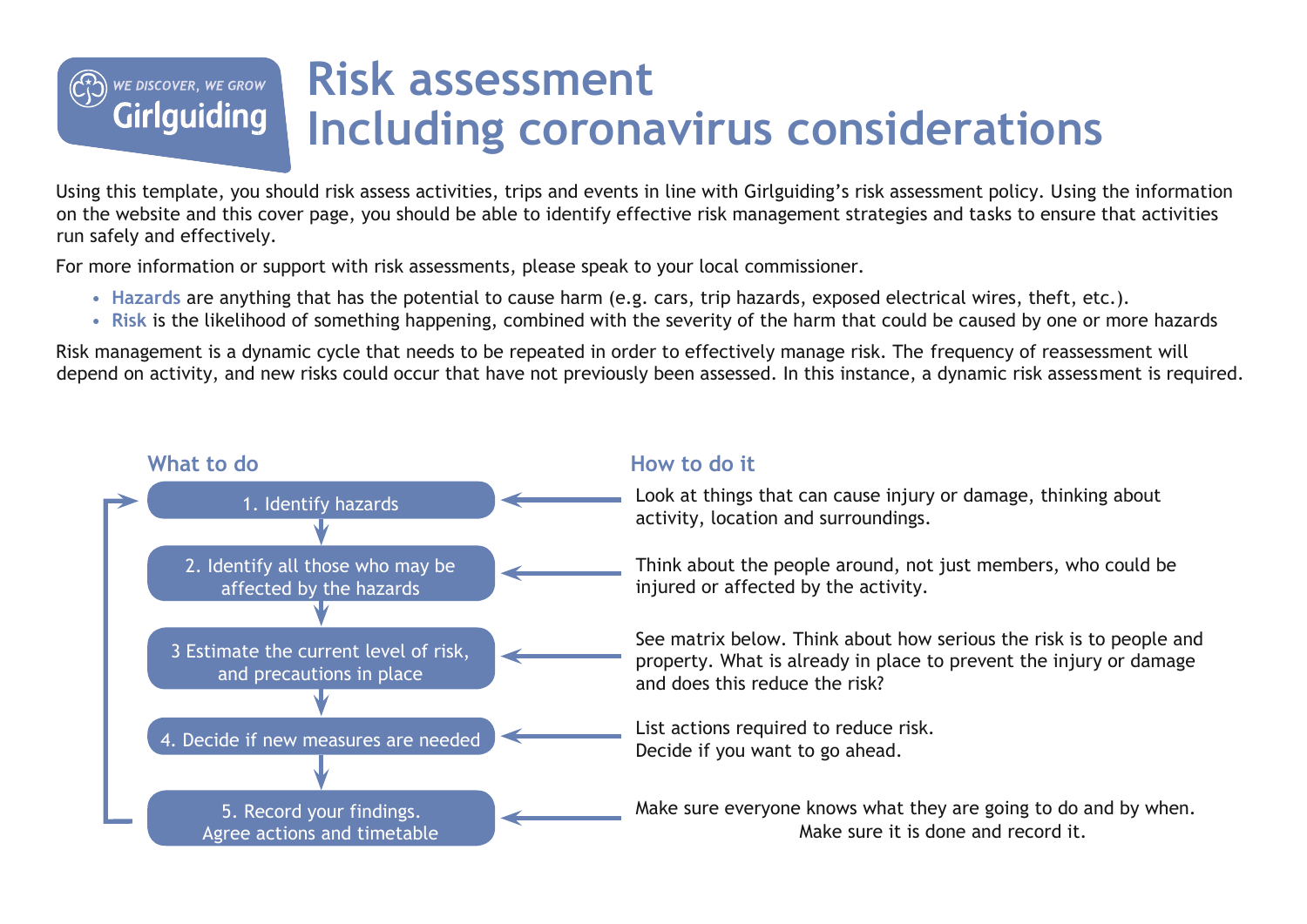WE DISCOVER, WE GROW
Girlguiding

# Risk assessment Including coronavirus considerations

Using this template, you should risk assess activities, trips and events in line with Girlguiding's risk assessment policy. Using the information on the website and this cover page, you should be able to identify effective risk management strategies and tasks to ensure that activities run safely and effectively.

For more information or support with risk assessments, please speak to your local commissioner.

- **Hazards** are anything that has the potential to cause harm (e.g. cars, trip hazards, exposed electrical wires, theft, etc.).
- **Risk** is the likelihood of something happening, combined with the severity of the harm that could be caused by one or more hazards

Risk management is a dynamic cycle that needs to be repeated in order to effectively manage risk. The frequency of reassessment will depend on activity, and new risks could occur that have not previously been assessed. In this instance, a dynamic risk assessment is required.

| What to do | How to do it |
| --- | --- |
| 1. Identify hazards | Look at things that can cause injury or damage, thinking about activity, location and surroundings. |
| 2. Identify all those who may be affected by the hazards | Think about the people around, not just members, who could be injured or affected by the activity. |
| 3 Estimate the current level of risk, and precautions in place | See matrix below. Think about how serious the risk is to people and property. What is already in place to prevent the injury or damage and does this reduce the risk? |
| 4. Decide if new measures are needed | List actions required to reduce risk. Decide if you want to go ahead. |
| 5. Record your findings. Agree actions and timetable | Make sure everyone knows what they are going to do and by when. Make sure it is done and record it. |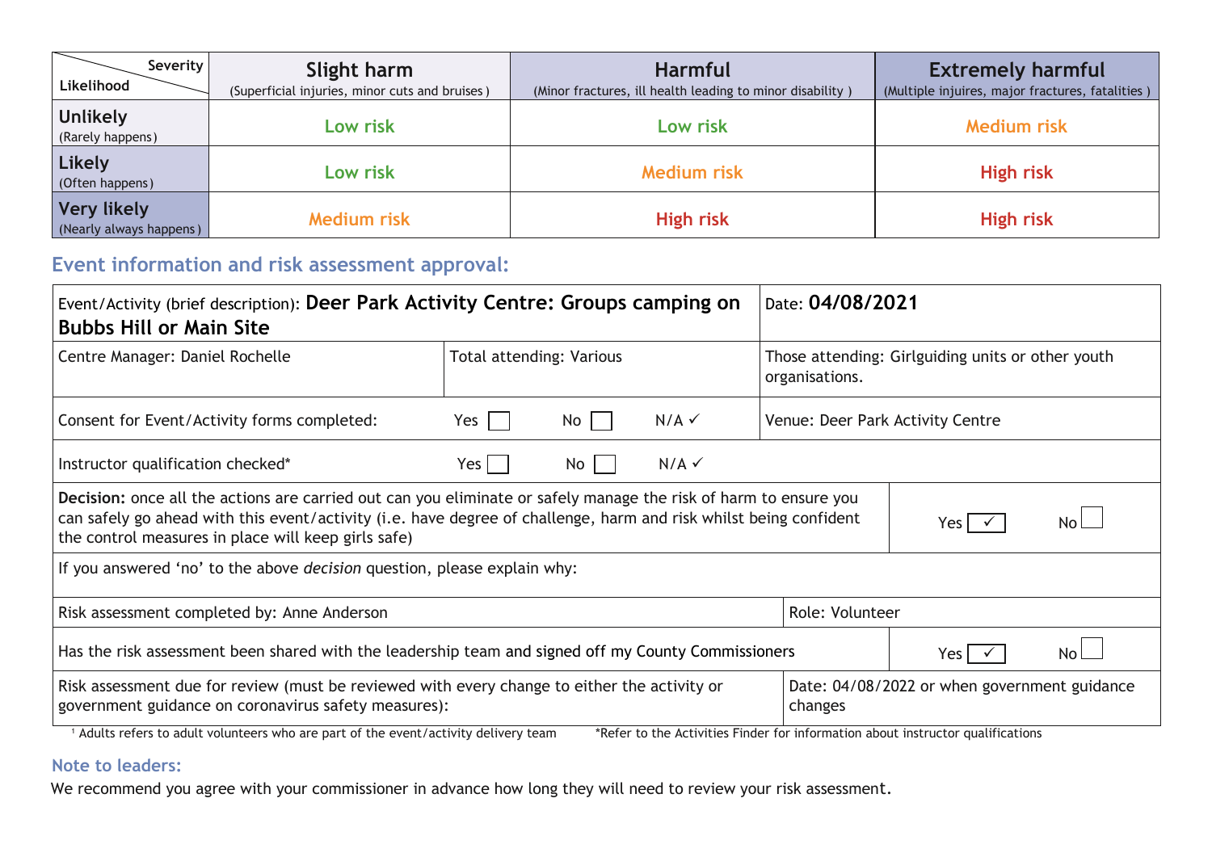| Severity / Likelihood | Slight harm (Superficial injuries, minor cuts and bruises ) | Harmful (Minor fractures, ill health leading to minor disability ) | Extremely harmful (Multiple injuires, major fractures, fatalities ) |
|---|---|---|---|
| **Unlikely** (Rarely happens) | Low risk | Low risk | Medium risk |
| **Likely** (Often happens) | Low risk | Medium risk | High risk |
| **Very likely** (Nearly always happens) | Medium risk | High risk | High risk |

## Event information and risk assessment approval:

| | | | |
|---|---|---|---|
| Event/Activity (brief description): **Deer Park Activity Centre: Groups camping on Bubbs Hill or Main Site** | | Date: **04/08/2021** | |
| Centre Manager: Daniel Rochelle | Total attending: Various | Those attending: Girlguiding units or other youth organisations. | |
| Consent for Event/Activity forms completed: | Yes ☐ No ☐ N/A ✓ | Venue: Deer Park Activity Centre | |
| Instructor qualification checked* | Yes ☐ No ☐ N/A ✓ | | |
| **Decision:** once all the actions are carried out can you eliminate or safely manage the risk of harm to ensure you can safely go ahead with this event/activity (i.e. have degree of challenge, harm and risk whilst being confident the control measures in place will keep girls safe) | | | Yes ✓ No ☐ |
| If you answered 'no' to the above *decision* question, please explain why: | | | |
| Risk assessment completed by: Anne Anderson | | Role: Volunteer | |
| Has the risk assessment been shared with the leadership team and signed off my County Commissioners | | | Yes ✓ No ☐ |
| Risk assessment due for review (must be reviewed with every change to either the activity or government guidance on coronavirus safety measures): | | Date: 04/08/2022 or when government guidance changes | |

[1] Adults refers to adult volunteers who are part of the event/activity delivery team     *Refer to the Activities Finder for information about instructor qualifications

### Note to leaders:

We recommend you agree with your commissioner in advance how long they will need to review your risk assessment.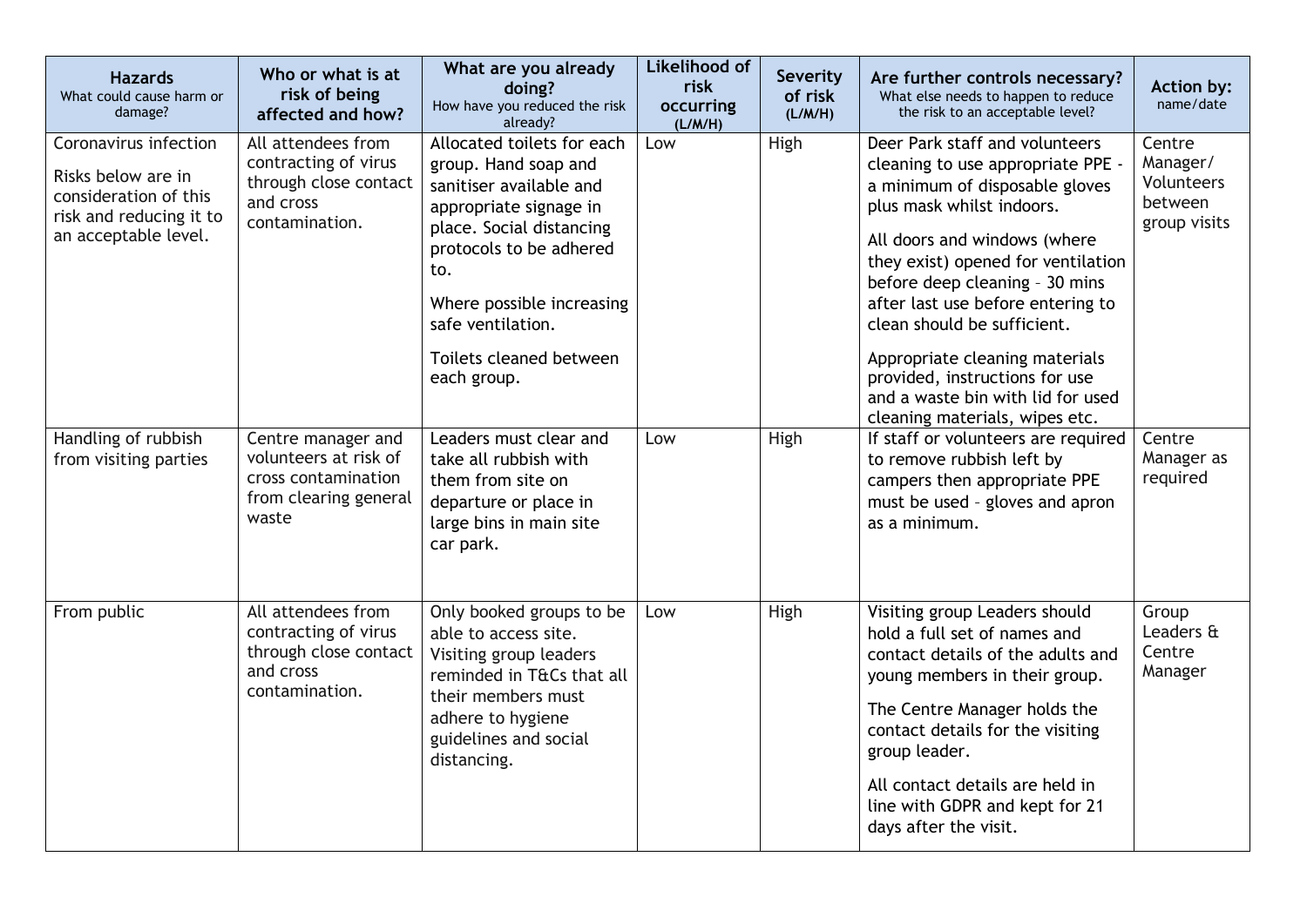| **Hazards** What could cause harm or damage? | **Who or what is at risk of being affected and how?** | **What are you already doing?** How have you reduced the risk already? | **Likelihood of risk occurring (L/M/H)** | **Severity of risk (L/M/H)** | **Are further controls necessary?** What else needs to happen to reduce the risk to an acceptable level? | **Action by:** name/date |
|---|---|---|---|---|---|---|
| Coronavirus infection<br><br>Risks below are in consideration of this risk and reducing it to an acceptable level. | All attendees from contracting of virus through close contact and cross contamination. | Allocated toilets for each group. Hand soap and sanitiser available and appropriate signage in place. Social distancing protocols to be adhered to.<br><br>Where possible increasing safe ventilation.<br><br>Toilets cleaned between each group. | Low | High | Deer Park staff and volunteers cleaning to use appropriate PPE - a minimum of disposable gloves plus mask whilst indoors.<br><br>All doors and windows (where they exist) opened for ventilation before deep cleaning – 30 mins after last use before entering to clean should be sufficient.<br><br>Appropriate cleaning materials provided, instructions for use and a waste bin with lid for used cleaning materials, wipes etc. | Centre Manager/ Volunteers between group visits |
| Handling of rubbish from visiting parties | Centre manager and volunteers at risk of cross contamination from clearing general waste | Leaders must clear and take all rubbish with them from site on departure or place in large bins in main site car park. | Low | High | If staff or volunteers are required to remove rubbish left by campers then appropriate PPE must be used – gloves and apron as a minimum. | Centre Manager as required |
| From public | All attendees from contracting of virus through close contact and cross contamination. | Only booked groups to be able to access site. Visiting group leaders reminded in T&Cs that all their members must adhere to hygiene guidelines and social distancing. | Low | High | Visiting group Leaders should hold a full set of names and contact details of the adults and young members in their group.<br><br>The Centre Manager holds the contact details for the visiting group leader.<br><br>All contact details are held in line with GDPR and kept for 21 days after the visit. | Group Leaders & Centre Manager |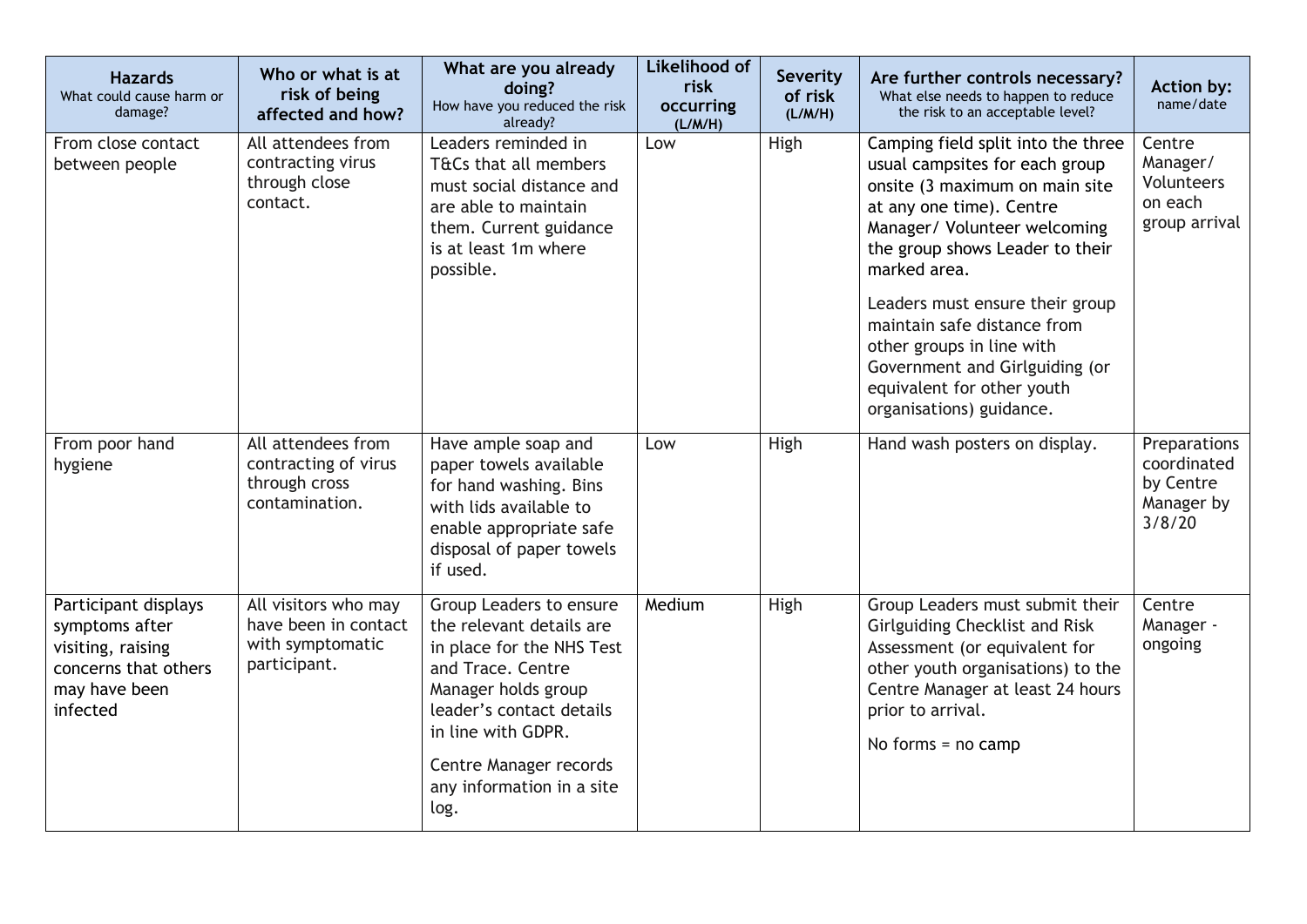| **Hazards** What could cause harm or damage? | **Who or what is at risk of being affected and how?** | **What are you already doing?** How have you reduced the risk already? | **Likelihood of risk occurring (L/M/H)** | **Severity of risk (L/M/H)** | **Are further controls necessary?** What else needs to happen to reduce the risk to an acceptable level? | **Action by:** name/date |
|---|---|---|---|---|---|---|
| From close contact between people | All attendees from contracting virus through close contact. | Leaders reminded in T&Cs that all members must social distance and are able to maintain them. Current guidance is at least 1m where possible. | Low | High | Camping field split into the three usual campsites for each group onsite (3 maximum on main site at any one time). Centre Manager/ Volunteer welcoming the group shows Leader to their marked area.<br><br>Leaders must ensure their group maintain safe distance from other groups in line with Government and Girlguiding (or equivalent for other youth organisations) guidance. | Centre Manager/ Volunteers on each group arrival |
| From poor hand hygiene | All attendees from contracting of virus through cross contamination. | Have ample soap and paper towels available for hand washing. Bins with lids available to enable appropriate safe disposal of paper towels if used. | Low | High | Hand wash posters on display. | Preparations coordinated by Centre Manager by 3/8/20 |
| Participant displays symptoms after visiting, raising concerns that others may have been infected | All visitors who may have been in contact with symptomatic participant. | Group Leaders to ensure the relevant details are in place for the NHS Test and Trace. Centre Manager holds group leader's contact details in line with GDPR.<br><br>Centre Manager records any information in a site log. | Medium | High | Group Leaders must submit their Girlguiding Checklist and Risk Assessment (or equivalent for other youth organisations) to the Centre Manager at least 24 hours prior to arrival.<br><br>No forms = no camp | Centre Manager - ongoing |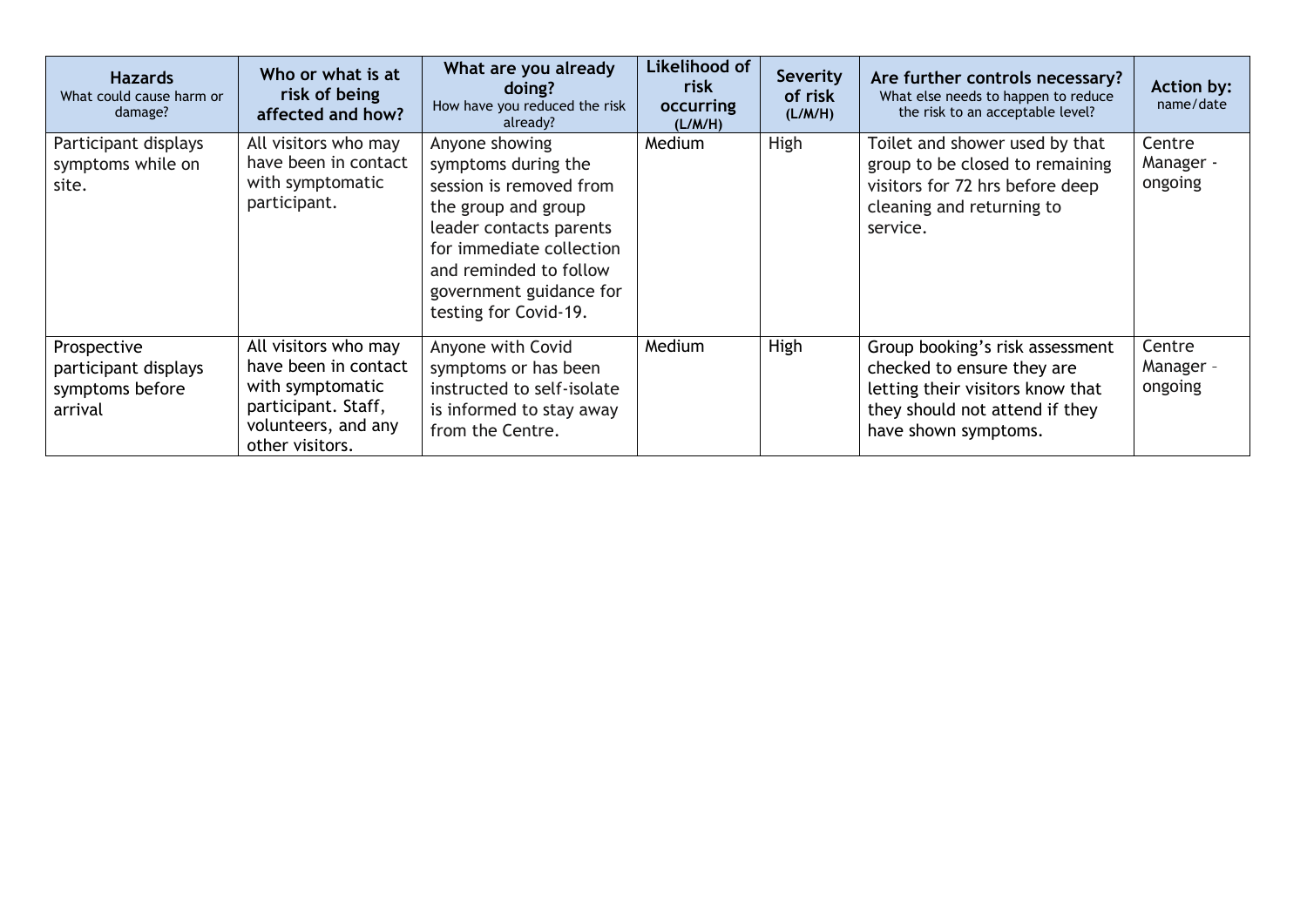| **Hazards** What could cause harm or damage? | **Who or what is at risk of being affected and how?** | **What are you already doing?** How have you reduced the risk already? | **Likelihood of risk occurring (L/M/H)** | **Severity of risk (L/M/H)** | **Are further controls necessary?** What else needs to happen to reduce the risk to an acceptable level? | **Action by:** name/date |
|---|---|---|---|---|---|---|
| Participant displays symptoms while on site. | All visitors who may have been in contact with symptomatic participant. | Anyone showing symptoms during the session is removed from the group and group leader contacts parents for immediate collection and reminded to follow government guidance for testing for Covid-19. | Medium | High | Toilet and shower used by that group to be closed to remaining visitors for 72 hrs before deep cleaning and returning to service. | Centre Manager - ongoing |
| Prospective participant displays symptoms before arrival | All visitors who may have been in contact with symptomatic participant. Staff, volunteers, and any other visitors. | Anyone with Covid symptoms or has been instructed to self-isolate is informed to stay away from the Centre. | Medium | High | Group booking's risk assessment checked to ensure they are letting their visitors know that they should not attend if they have shown symptoms. | Centre Manager – ongoing |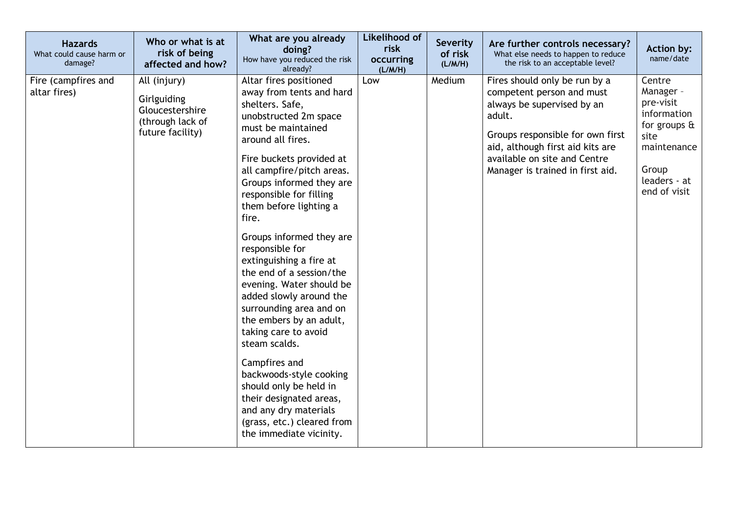| **Hazards** What could cause harm or damage? | **Who or what is at risk of being affected and how?** | **What are you already doing?** How have you reduced the risk already? | **Likelihood of risk occurring (L/M/H)** | **Severity of risk (L/M/H)** | **Are further controls necessary?** What else needs to happen to reduce the risk to an acceptable level? | **Action by:** name/date |
|---|---|---|---|---|---|---|
| Fire (campfires and altar fires) | All (injury)<br><br>Girlguiding Gloucestershire (through lack of future facility) | Altar fires positioned away from tents and hard shelters. Safe, unobstructed 2m space must be maintained around all fires.<br><br>Fire buckets provided at all campfire/pitch areas. Groups informed they are responsible for filling them before lighting a fire.<br><br>Groups informed they are responsible for extinguishing a fire at the end of a session/the evening. Water should be added slowly around the surrounding area and on the embers by an adult, taking care to avoid steam scalds.<br><br>Campfires and backwoods-style cooking should only be held in their designated areas, and any dry materials (grass, etc.) cleared from the immediate vicinity. | Low | Medium | Fires should only be run by a competent person and must always be supervised by an adult.<br><br>Groups responsible for own first aid, although first aid kits are available on site and Centre Manager is trained in first aid. | Centre Manager – pre-visit information for groups & site maintenance<br><br>Group leaders - at end of visit |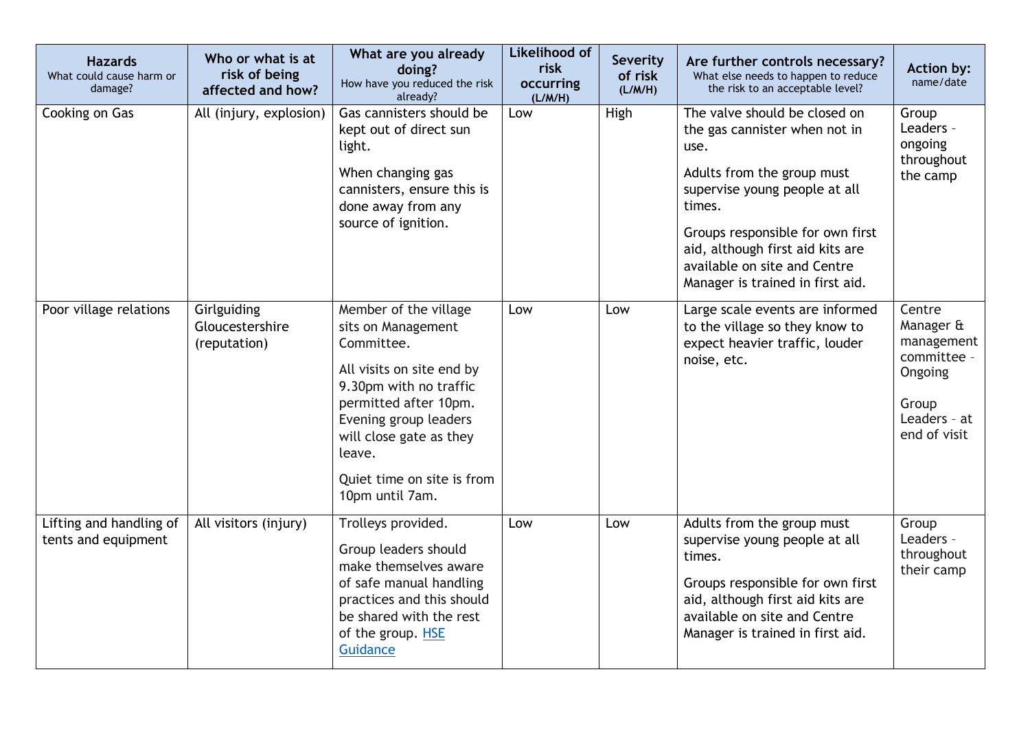| **Hazards** What could cause harm or damage? | **Who or what is at risk of being affected and how?** | **What are you already doing?** How have you reduced the risk already? | **Likelihood of risk occurring (L/M/H)** | **Severity of risk (L/M/H)** | **Are further controls necessary?** What else needs to happen to reduce the risk to an acceptable level? | **Action by:** name/date |
|---|---|---|---|---|---|---|
| Cooking on Gas | All (injury, explosion) | Gas cannisters should be kept out of direct sun light.<br><br>When changing gas cannisters, ensure this is done away from any source of ignition. | Low | High | The valve should be closed on the gas cannister when not in use.<br><br>Adults from the group must supervise young people at all times.<br><br>Groups responsible for own first aid, although first aid kits are available on site and Centre Manager is trained in first aid. | Group Leaders – ongoing throughout the camp |
| Poor village relations | Girlguiding Gloucestershire (reputation) | Member of the village sits on Management Committee.<br><br>All visits on site end by 9.30pm with no traffic permitted after 10pm. Evening group leaders will close gate as they leave.<br><br>Quiet time on site is from 10pm until 7am. | Low | Low | Large scale events are informed to the village so they know to expect heavier traffic, louder noise, etc. | Centre Manager & management committee – Ongoing<br><br>Group Leaders – at end of visit |
| Lifting and handling of tents and equipment | All visitors (injury) | Trolleys provided.<br><br>Group leaders should make themselves aware of safe manual handling practices and this should be shared with the rest of the group. HSE Guidance | Low | Low | Adults from the group must supervise young people at all times.<br><br>Groups responsible for own first aid, although first aid kits are available on site and Centre Manager is trained in first aid. | Group Leaders – throughout their camp |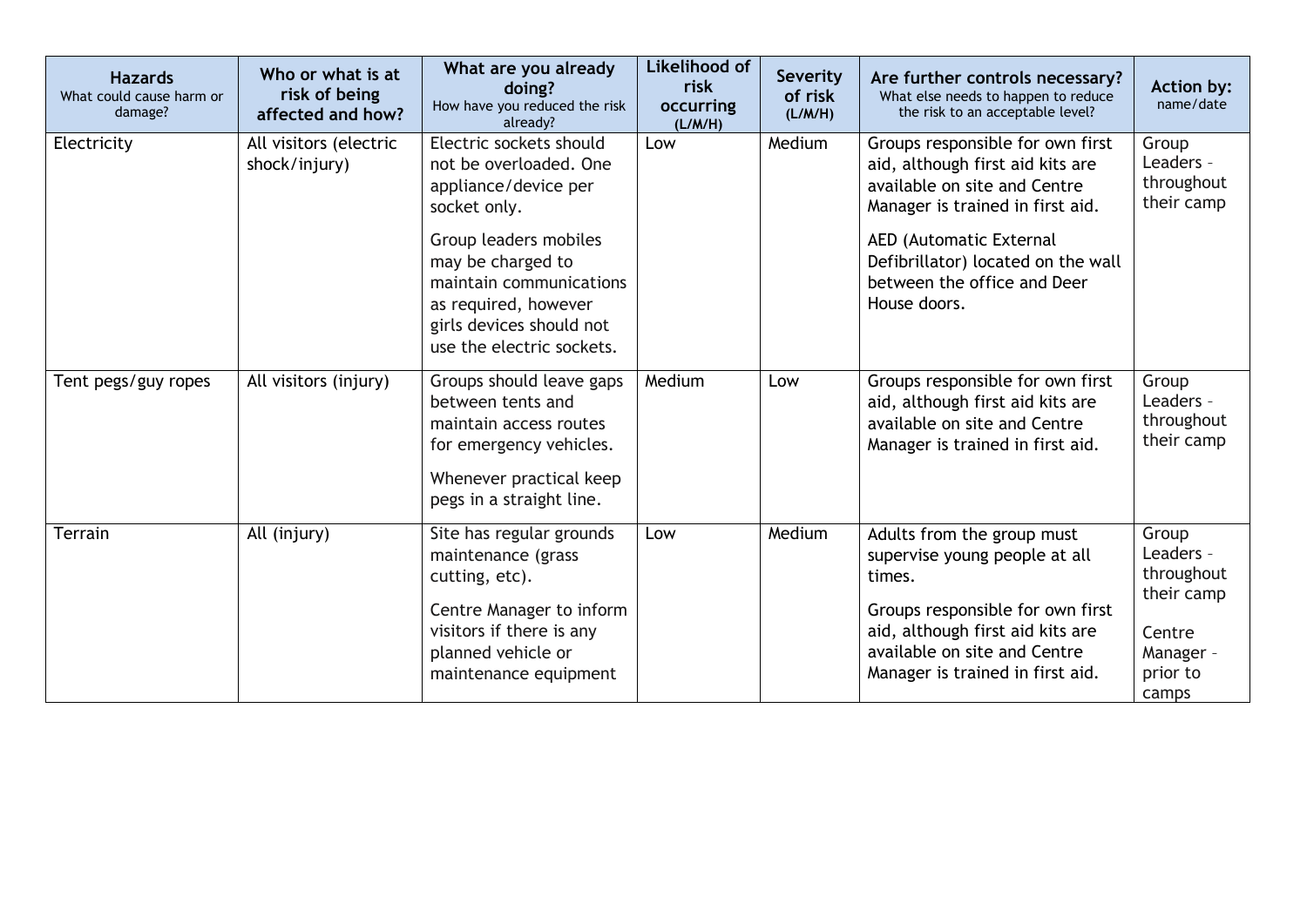| **Hazards** What could cause harm or damage? | **Who or what is at risk of being affected and how?** | **What are you already doing?** How have you reduced the risk already? | **Likelihood of risk occurring (L/M/H)** | **Severity of risk (L/M/H)** | **Are further controls necessary?** What else needs to happen to reduce the risk to an acceptable level? | **Action by:** name/date |
|---|---|---|---|---|---|---|
| Electricity | All visitors (electric shock/injury) | Electric sockets should not be overloaded. One appliance/device per socket only.<br><br>Group leaders mobiles may be charged to maintain communications as required, however girls devices should not use the electric sockets. | Low | Medium | Groups responsible for own first aid, although first aid kits are available on site and Centre Manager is trained in first aid.<br><br>AED (Automatic External Defibrillator) located on the wall between the office and Deer House doors. | Group Leaders – throughout their camp |
| Tent pegs/guy ropes | All visitors (injury) | Groups should leave gaps between tents and maintain access routes for emergency vehicles.<br><br>Whenever practical keep pegs in a straight line. | Medium | Low | Groups responsible for own first aid, although first aid kits are available on site and Centre Manager is trained in first aid. | Group Leaders – throughout their camp |
| Terrain | All (injury) | Site has regular grounds maintenance (grass cutting, etc).<br><br>Centre Manager to inform visitors if there is any planned vehicle or maintenance equipment | Low | Medium | Adults from the group must supervise young people at all times.<br><br>Groups responsible for own first aid, although first aid kits are available on site and Centre Manager is trained in first aid. | Group Leaders – throughout their camp<br><br>Centre Manager – prior to camps |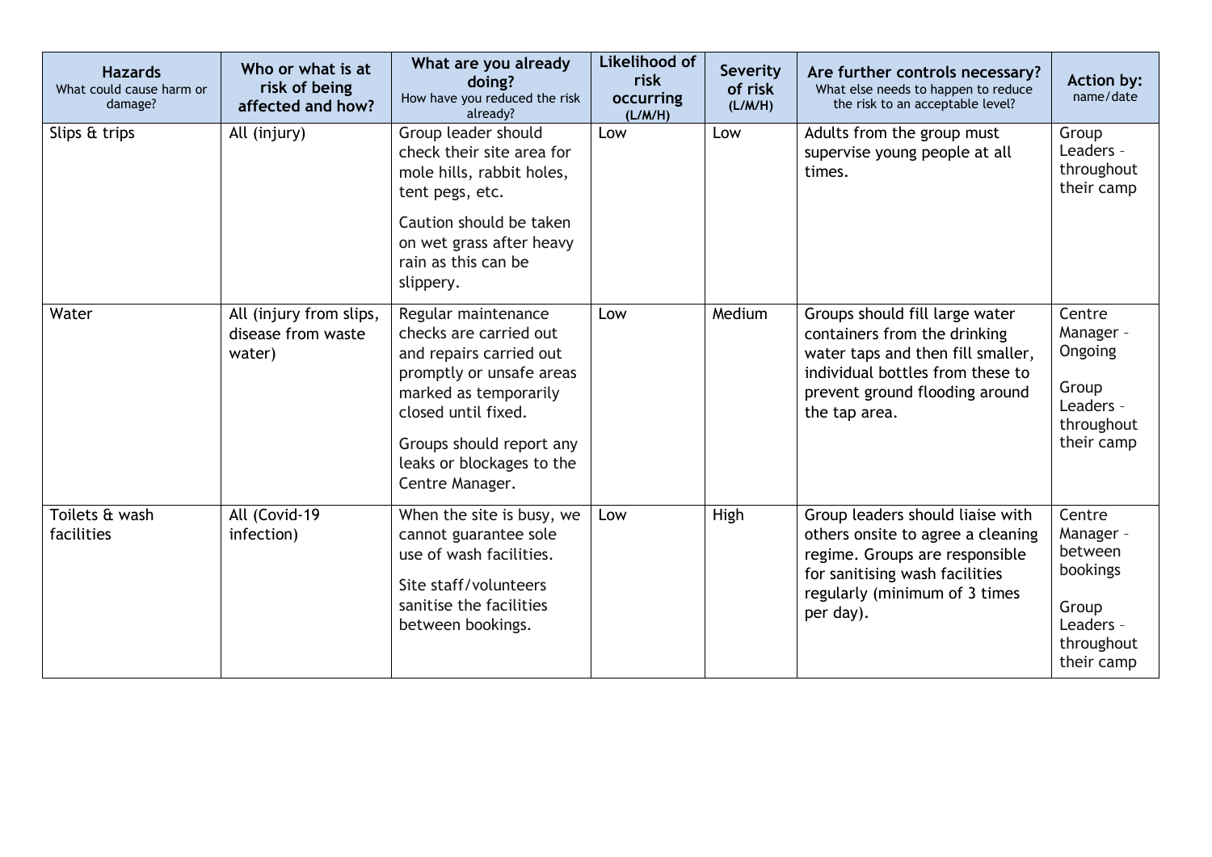| **Hazards** What could cause harm or damage? | **Who or what is at risk of being affected and how?** | **What are you already doing?** How have you reduced the risk already? | **Likelihood of risk occurring (L/M/H)** | **Severity of risk (L/M/H)** | **Are further controls necessary?** What else needs to happen to reduce the risk to an acceptable level? | **Action by:** name/date |
|---|---|---|---|---|---|---|
| Slips & trips | All (injury) | Group leader should check their site area for mole hills, rabbit holes, tent pegs, etc.<br><br>Caution should be taken on wet grass after heavy rain as this can be slippery. | Low | Low | Adults from the group must supervise young people at all times. | Group Leaders – throughout their camp |
| Water | All (injury from slips, disease from waste water) | Regular maintenance checks are carried out and repairs carried out promptly or unsafe areas marked as temporarily closed until fixed.<br><br>Groups should report any leaks or blockages to the Centre Manager. | Low | Medium | Groups should fill large water containers from the drinking water taps and then fill smaller, individual bottles from these to prevent ground flooding around the tap area. | Centre Manager – Ongoing<br><br>Group Leaders – throughout their camp |
| Toilets & wash facilities | All (Covid-19 infection) | When the site is busy, we cannot guarantee sole use of wash facilities.<br><br>Site staff/volunteers sanitise the facilities between bookings. | Low | High | Group leaders should liaise with others onsite to agree a cleaning regime. Groups are responsible for sanitising wash facilities regularly (minimum of 3 times per day). | Centre Manager – between bookings<br><br>Group Leaders – throughout their camp |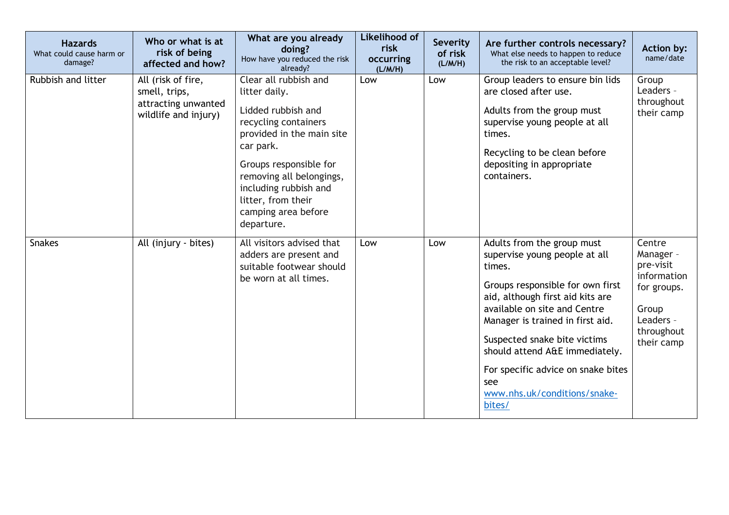| **Hazards** What could cause harm or damage? | **Who or what is at risk of being affected and how?** | **What are you already doing?** How have you reduced the risk already? | **Likelihood of risk occurring (L/M/H)** | **Severity of risk (L/M/H)** | **Are further controls necessary?** What else needs to happen to reduce the risk to an acceptable level? | **Action by:** name/date |
|---|---|---|---|---|---|---|
| Rubbish and litter | All (risk of fire, smell, trips, attracting unwanted wildlife and injury) | Clear all rubbish and litter daily.<br><br>Lidded rubbish and recycling containers provided in the main site car park.<br><br>Groups responsible for removing all belongings, including rubbish and litter, from their camping area before departure. | Low | Low | Group leaders to ensure bin lids are closed after use.<br><br>Adults from the group must supervise young people at all times.<br><br>Recycling to be clean before depositing in appropriate containers. | Group Leaders - throughout their camp |
| Snakes | All (injury - bites) | All visitors advised that adders are present and suitable footwear should be worn at all times. | Low | Low | Adults from the group must supervise young people at all times.<br><br>Groups responsible for own first aid, although first aid kits are available on site and Centre Manager is trained in first aid.<br><br>Suspected snake bite victims should attend A&E immediately.<br><br>For specific advice on snake bites see www.nhs.uk/conditions/snake-bites/ | Centre Manager - pre-visit information for groups.<br><br>Group Leaders - throughout their camp |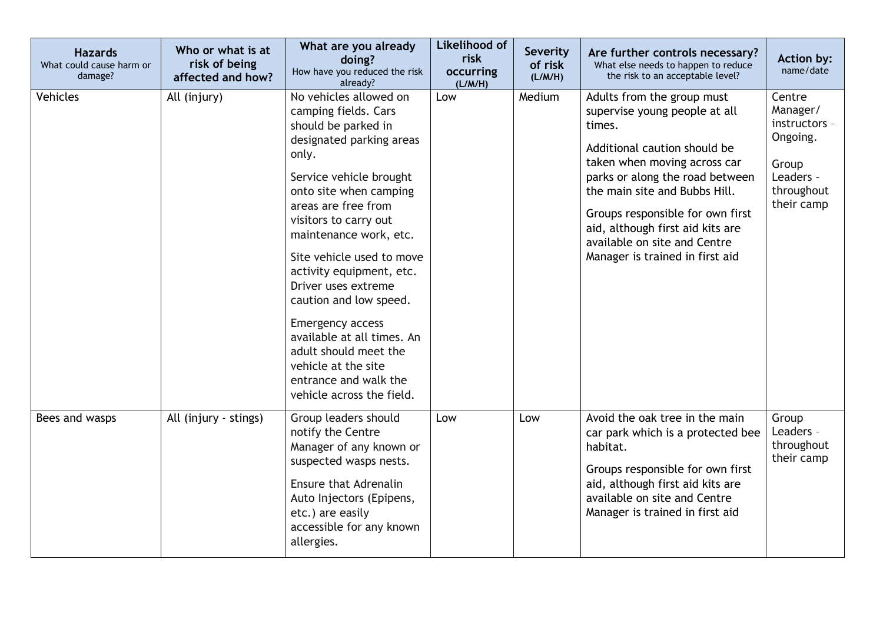| **Hazards** What could cause harm or damage? | **Who or what is at risk of being affected and how?** | **What are you already doing?** How have you reduced the risk already? | **Likelihood of risk occurring (L/M/H)** | **Severity of risk (L/M/H)** | **Are further controls necessary?** What else needs to happen to reduce the risk to an acceptable level? | **Action by:** name/date |
|---|---|---|---|---|---|---|
| Vehicles | All (injury) | No vehicles allowed on camping fields. Cars should be parked in designated parking areas only.<br><br>Service vehicle brought onto site when camping areas are free from visitors to carry out maintenance work, etc.<br><br>Site vehicle used to move activity equipment, etc. Driver uses extreme caution and low speed.<br><br>Emergency access available at all times. An adult should meet the vehicle at the site entrance and walk the vehicle across the field. | Low | Medium | Adults from the group must supervise young people at all times.<br><br>Additional caution should be taken when moving across car parks or along the road between the main site and Bubbs Hill.<br><br>Groups responsible for own first aid, although first aid kits are available on site and Centre Manager is trained in first aid | Centre Manager/ instructors – Ongoing.<br><br>Group Leaders – throughout their camp |
| Bees and wasps | All (injury - stings) | Group leaders should notify the Centre Manager of any known or suspected wasps nests.<br><br>Ensure that Adrenalin Auto Injectors (Epipens, etc.) are easily accessible for any known allergies. | Low | Low | Avoid the oak tree in the main car park which is a protected bee habitat.<br><br>Groups responsible for own first aid, although first aid kits are available on site and Centre Manager is trained in first aid | Group Leaders – throughout their camp |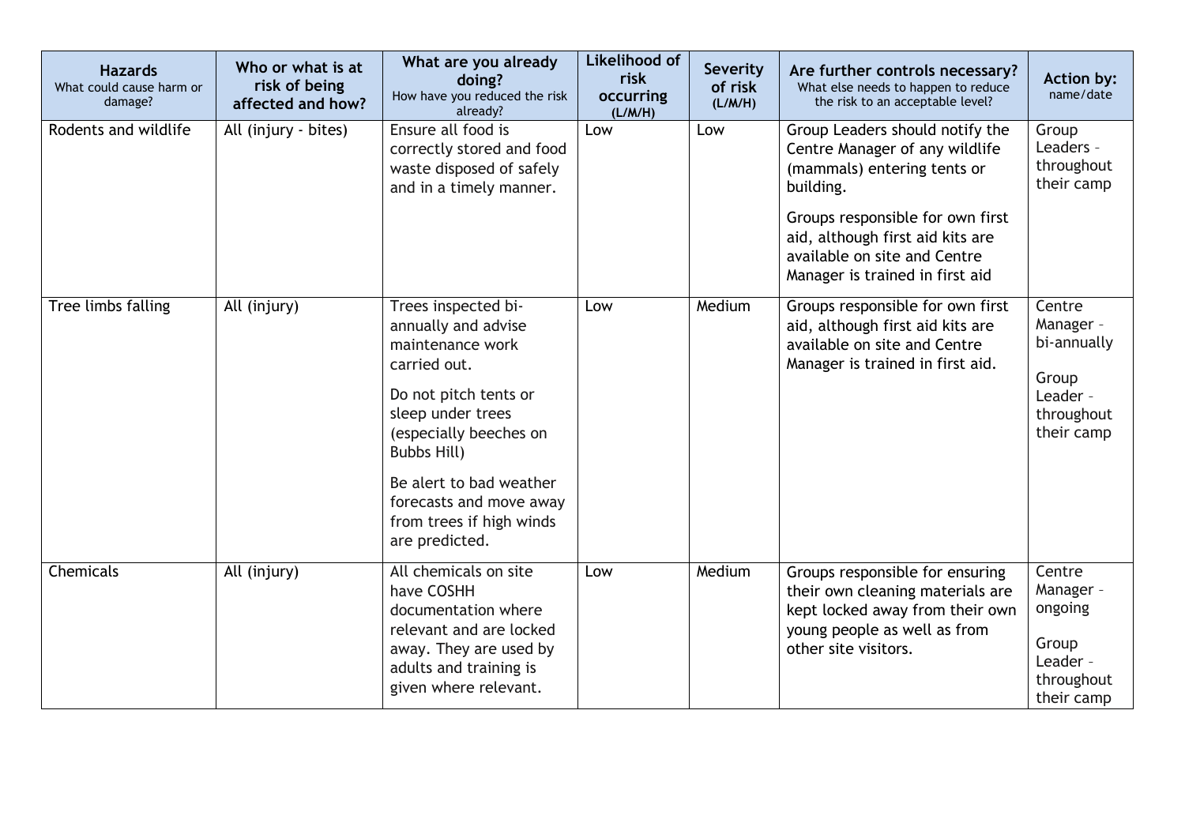| **Hazards** What could cause harm or damage? | **Who or what is at risk of being affected and how?** | **What are you already doing?** How have you reduced the risk already? | **Likelihood of risk occurring (L/M/H)** | **Severity of risk (L/M/H)** | **Are further controls necessary?** What else needs to happen to reduce the risk to an acceptable level? | **Action by:** name/date |
|---|---|---|---|---|---|---|
| Rodents and wildlife | All (injury - bites) | Ensure all food is correctly stored and food waste disposed of safely and in a timely manner. | Low | Low | Group Leaders should notify the Centre Manager of any wildlife (mammals) entering tents or building.<br><br>Groups responsible for own first aid, although first aid kits are available on site and Centre Manager is trained in first aid | Group Leaders – throughout their camp |
| Tree limbs falling | All (injury) | Trees inspected bi-annually and advise maintenance work carried out.<br><br>Do not pitch tents or sleep under trees (especially beeches on Bubbs Hill)<br><br>Be alert to bad weather forecasts and move away from trees if high winds are predicted. | Low | Medium | Groups responsible for own first aid, although first aid kits are available on site and Centre Manager is trained in first aid. | Centre Manager – bi-annually<br><br>Group Leader – throughout their camp |
| Chemicals | All (injury) | All chemicals on site have COSHH documentation where relevant and are locked away. They are used by adults and training is given where relevant. | Low | Medium | Groups responsible for ensuring their own cleaning materials are kept locked away from their own young people as well as from other site visitors. | Centre Manager – ongoing<br><br>Group Leader – throughout their camp |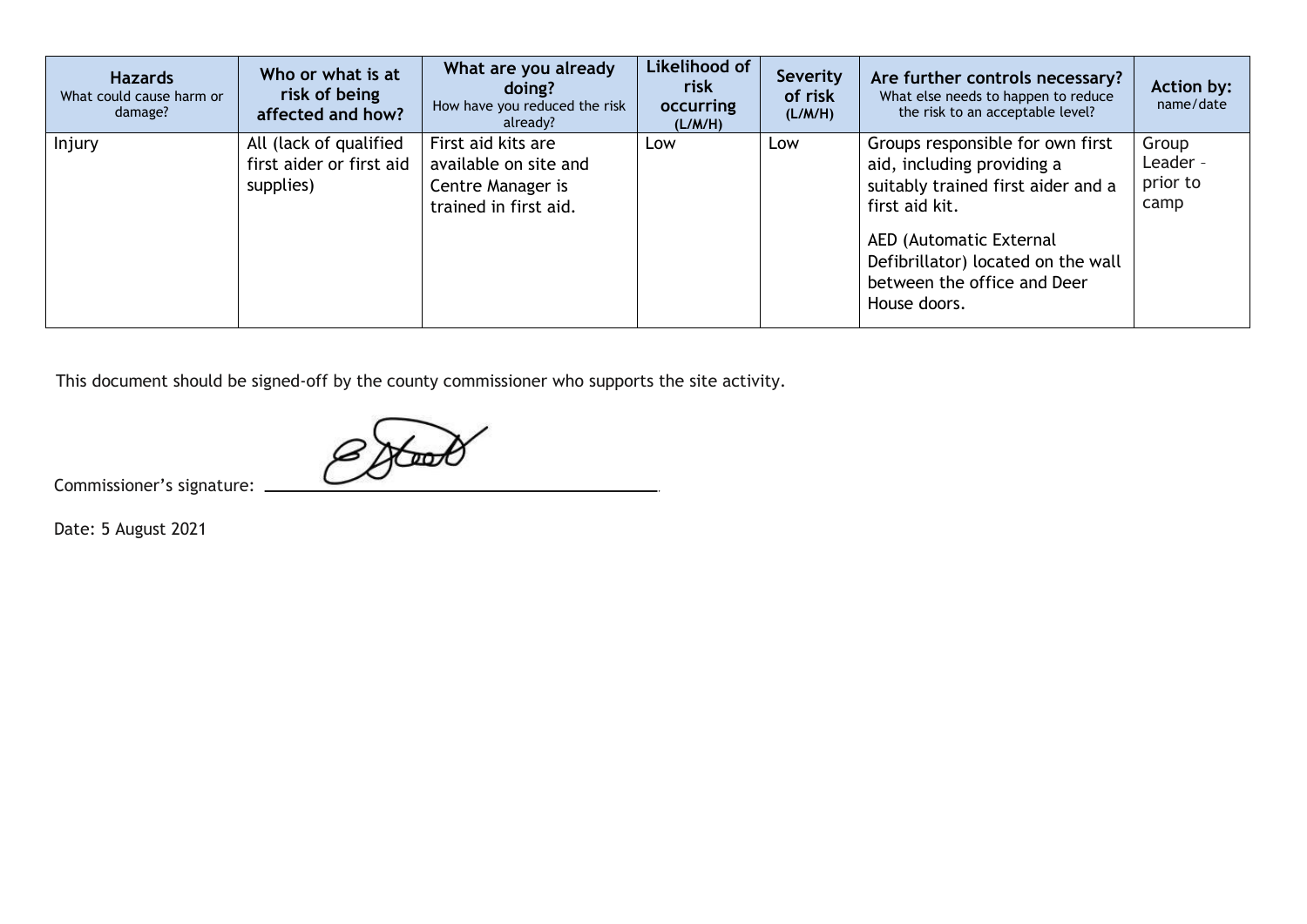| **Hazards** What could cause harm or damage? | **Who or what is at risk of being affected and how?** | **What are you already doing?** How have you reduced the risk already? | **Likelihood of risk occurring (L/M/H)** | **Severity of risk (L/M/H)** | **Are further controls necessary?** What else needs to happen to reduce the risk to an acceptable level? | **Action by:** name/date |
|---|---|---|---|---|---|---|
| Injury | All (lack of qualified first aider or first aid supplies) | First aid kits are available on site and Centre Manager is trained in first aid. | Low | Low | Groups responsible for own first aid, including providing a suitably trained first aider and a first aid kit.<br><br>AED (Automatic External Defibrillator) located on the wall between the office and Deer House doors. | Group Leader – prior to camp |

This document should be signed-off by the county commissioner who supports the site activity.

Commissioner's signature: ______________________

Date: 5 August 2021